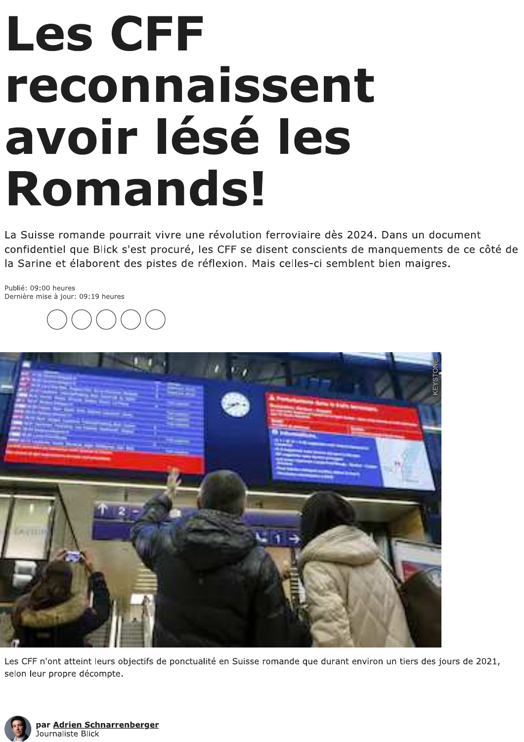# Les CFF reconnaissent avoir lésé les Romands!

La Suisse romande pourrait vivre une révolution ferroviaire dès 2024. Dans un document confidentiel que Blick s'est procuré, les CFF se disent conscients de manquements de ce côté de la Sarine et élaborent des pistes de réflexion. Mais celles-ci semblent bien maigres.

Publié: 09:00 heures
Dernière mise à jour: 09:19 heures

Les CFF n'ont atteint leurs objectifs de ponctualité en Suisse romande que durant environ un tiers des jours de 2021, selon leur propre décompte.

par **Adrien Schnarrenberger**
Journaliste Blick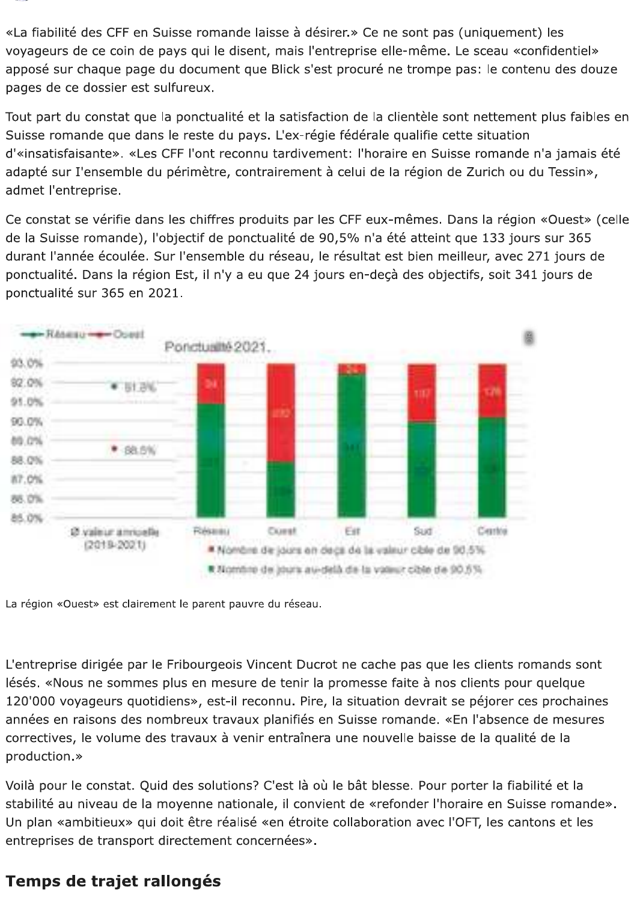«La fiabilité des CFF en Suisse romande laisse à désirer.» Ce ne sont pas (uniquement) les voyageurs de ce coin de pays qui le disent, mais l'entreprise elle-même. Le sceau «confidentiel» apposé sur chaque page du document que Blick s'est procuré ne trompe pas: le contenu des douze pages de ce dossier est sulfureux.

Tout part du constat que la ponctualité et la satisfaction de la clientèle sont nettement plus faibles en Suisse romande que dans le reste du pays. L'ex-régie fédérale qualifie cette situation d'«insatisfaisante». «Les CFF l'ont reconnu tardivement: l'horaire en Suisse romande n'a jamais été adapté sur l'ensemble du périmètre, contrairement à celui de la région de Zurich ou du Tessin», admet l'entreprise.

Ce constat se vérifie dans les chiffres produits par les CFF eux-mêmes. Dans la région «Ouest» (celle de la Suisse romande), l'objectif de ponctualité de 90,5% n'a été atteint que 133 jours sur 365 durant l'année écoulée. Sur l'ensemble du réseau, le résultat est bien meilleur, avec 271 jours de ponctualité. Dans la région Est, il n'y a eu que 24 jours en-deçà des objectifs, soit 341 jours de ponctualité sur 365 en 2021.

La région «Ouest» est clairement le parent pauvre du réseau.

L'entreprise dirigée par le Fribourgeois Vincent Ducrot ne cache pas que les clients romands sont lésés. «Nous ne sommes plus en mesure de tenir la promesse faite à nos clients pour quelque 120'000 voyageurs quotidiens», est-il reconnu. Pire, la situation devrait se péjorer ces prochaines années en raisons des nombreux travaux planifiés en Suisse romande. «En l'absence de mesures correctives, le volume des travaux à venir entraînera une nouvelle baisse de la qualité de la production.»

Voilà pour le constat. Quid des solutions? C'est là où le bât blesse. Pour porter la fiabilité et la stabilité au niveau de la moyenne nationale, il convient de «refonder l'horaire en Suisse romande». Un plan «ambitieux» qui doit être réalisé «en étroite collaboration avec l'OFT, les cantons et les entreprises de transport directement concernées».

## Temps de trajet rallongés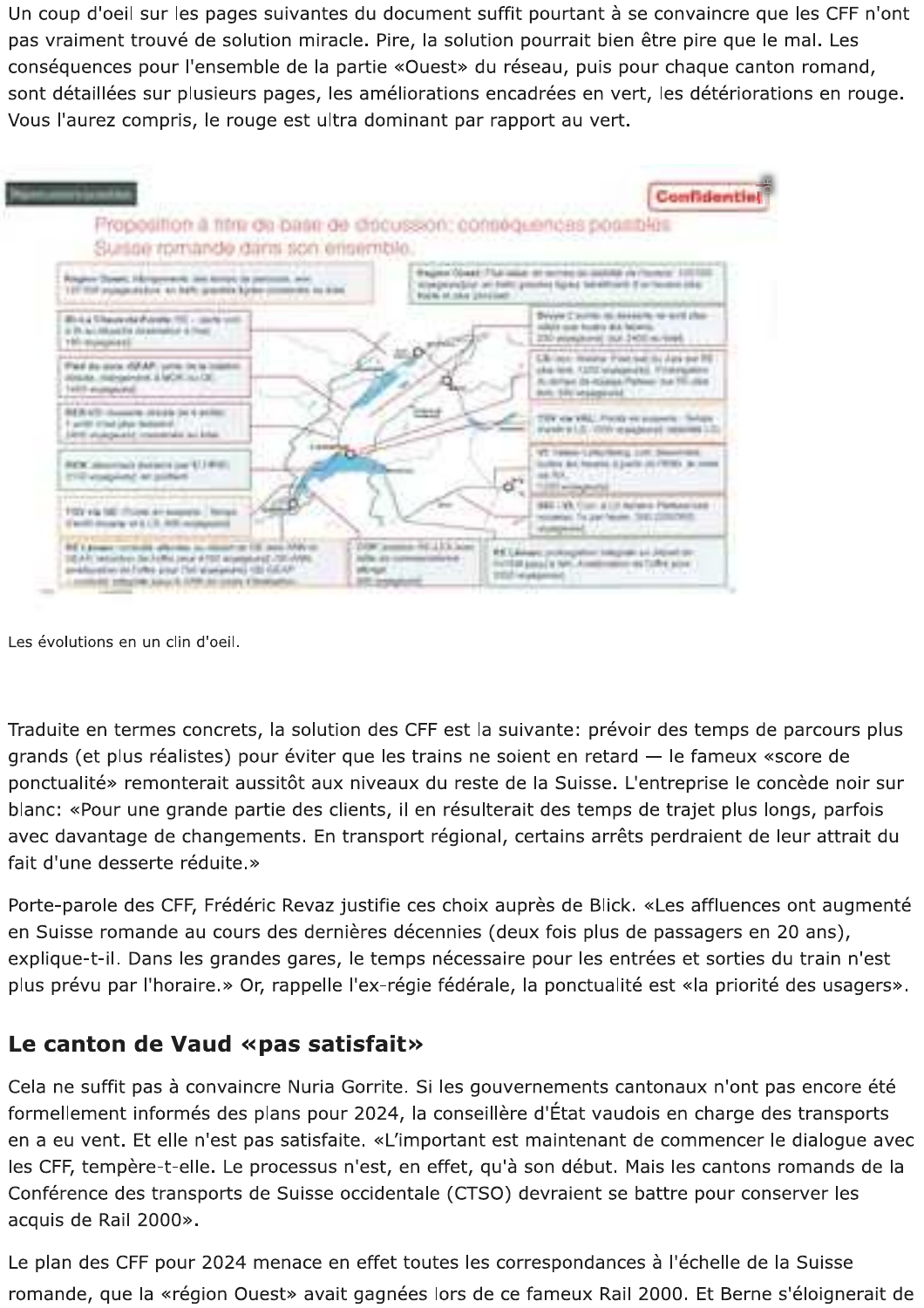Un coup d'oeil sur les pages suivantes du document suffit pourtant à se convaincre que les CFF n'ont pas vraiment trouvé de solution miracle. Pire, la solution pourrait bien être pire que le mal. Les conséquences pour l'ensemble de la partie «Ouest» du réseau, puis pour chaque canton romand, sont détaillées sur plusieurs pages, les améliorations encadrées en vert, les détériorations en rouge. Vous l'aurez compris, le rouge est ultra dominant par rapport au vert.

Les évolutions en un clin d'oeil.

Traduite en termes concrets, la solution des CFF est la suivante: prévoir des temps de parcours plus grands (et plus réalistes) pour éviter que les trains ne soient en retard — le fameux «score de ponctualité» remonterait aussitôt aux niveaux du reste de la Suisse. L'entreprise le concède noir sur blanc: «Pour une grande partie des clients, il en résulterait des temps de trajet plus longs, parfois avec davantage de changements. En transport régional, certains arrêts perdraient de leur attrait du fait d'une desserte réduite.»

Porte-parole des CFF, Frédéric Revaz justifie ces choix auprès de Blick. «Les affluences ont augmenté en Suisse romande au cours des dernières décennies (deux fois plus de passagers en 20 ans), explique-t-il. Dans les grandes gares, le temps nécessaire pour les entrées et sorties du train n'est plus prévu par l'horaire.» Or, rappelle l'ex-régie fédérale, la ponctualité est «la priorité des usagers».

## Le canton de Vaud «pas satisfait»

Cela ne suffit pas à convaincre Nuria Gorrite. Si les gouvernements cantonaux n'ont pas encore été formellement informés des plans pour 2024, la conseillère d'État vaudois en charge des transports en a eu vent. Et elle n'est pas satisfaite. «L'important est maintenant de commencer le dialogue avec les CFF, tempère-t-elle. Le processus n'est, en effet, qu'à son début. Mais les cantons romands de la Conférence des transports de Suisse occidentale (CTSO) devraient se battre pour conserver les acquis de Rail 2000».

Le plan des CFF pour 2024 menace en effet toutes les correspondances à l'échelle de la Suisse romande, que la «région Ouest» avait gagnées lors de ce fameux Rail 2000. Et Berne s'éloignerait de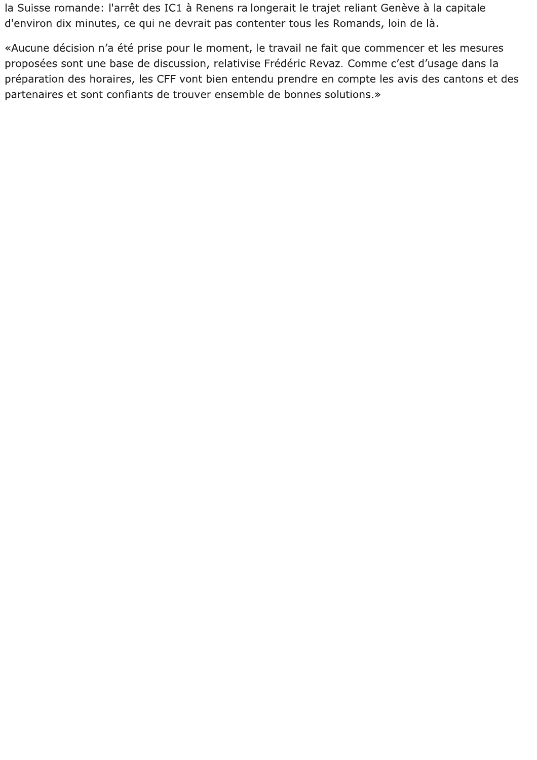la Suisse romande: l'arrêt des IC1 à Renens rallongerait le trajet reliant Genève à la capitale d'environ dix minutes, ce qui ne devrait pas contenter tous les Romands, loin de là.

«Aucune décision n'a été prise pour le moment, le travail ne fait que commencer et les mesures proposées sont une base de discussion, relativise Frédéric Revaz. Comme c'est d'usage dans la préparation des horaires, les CFF vont bien entendu prendre en compte les avis des cantons et des partenaires et sont confiants de trouver ensemble de bonnes solutions.»